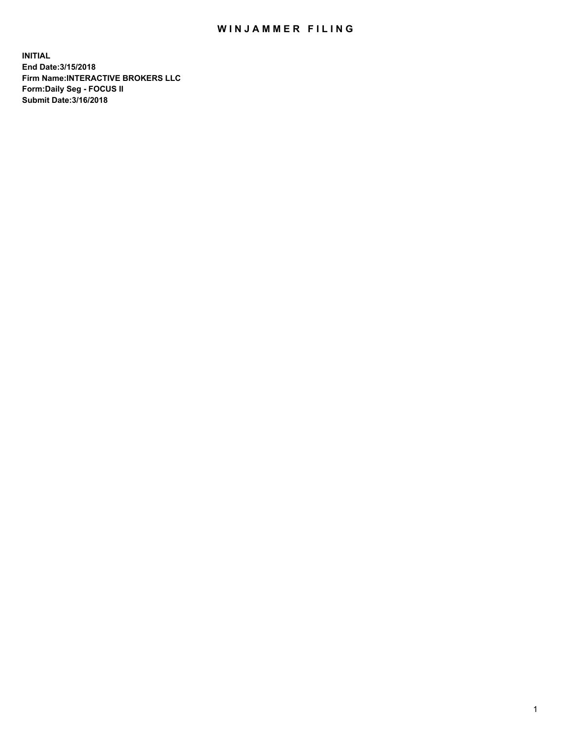# WINJAMMER FILING

**INITIAL**
**End Date:3/15/2018**
**Firm Name:INTERACTIVE BROKERS LLC**
**Form:Daily Seg - FOCUS II**
**Submit Date:3/16/2018**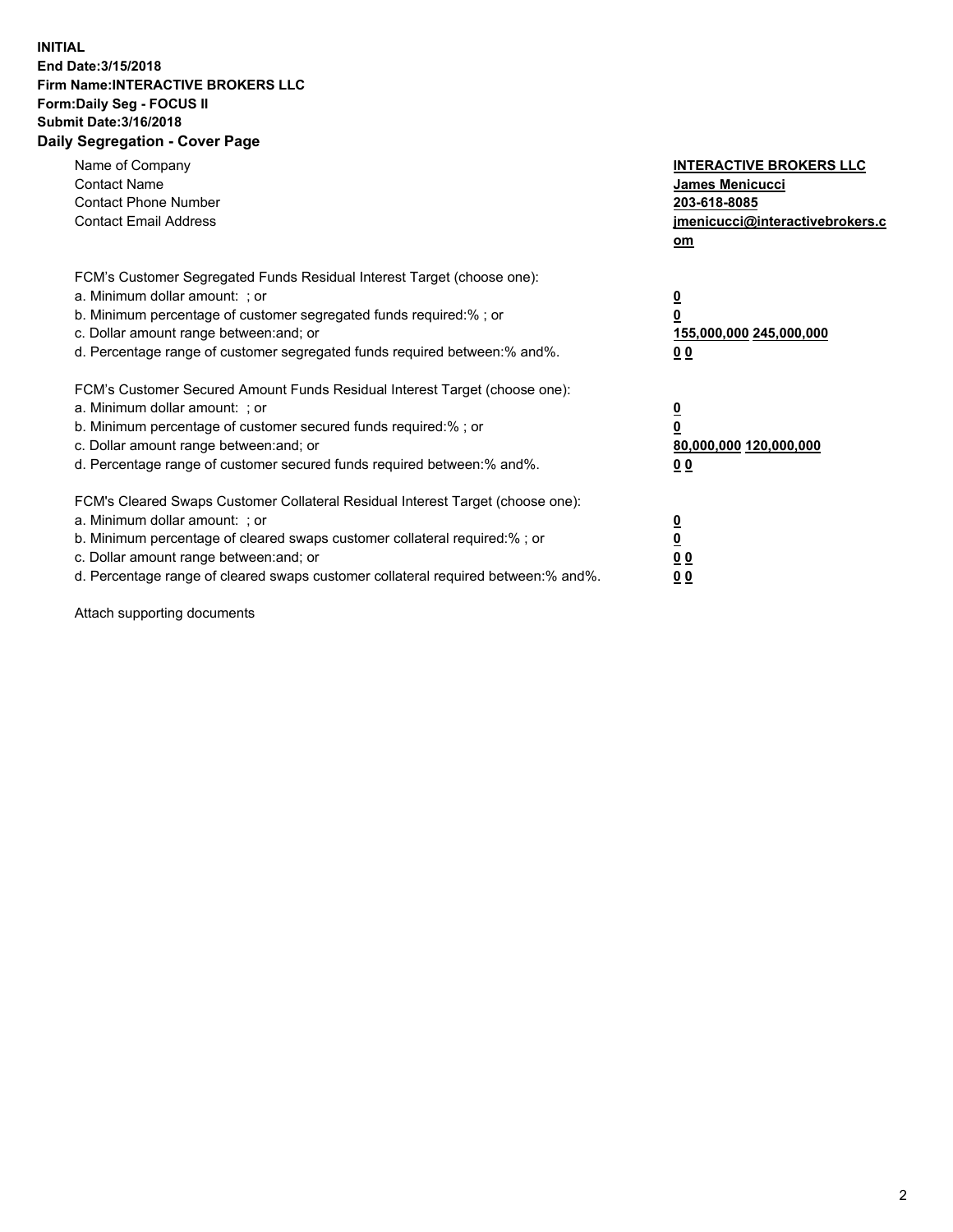**INITIAL**
**End Date:3/15/2018**
**Firm Name:INTERACTIVE BROKERS LLC**
**Form:Daily Seg - FOCUS II**
**Submit Date:3/16/2018**
**Daily Segregation - Cover Page**

| | |
|---|---|
| Name of Company | **INTERACTIVE BROKERS LLC** |
| Contact Name | **James Menicucci** |
| Contact Phone Number | **203-618-8085** |
| Contact Email Address | **jmenicucci@interactivebrokers.com** |

FCM's Customer Segregated Funds Residual Interest Target (choose one):

| | |
|---|---|
| a. Minimum dollar amount: ; or | **0** |
| b. Minimum percentage of customer segregated funds required:% ; or | **0** |
| c. Dollar amount range between:and; or | **155,000,000 245,000,000** |
| d. Percentage range of customer segregated funds required between:% and%. | **0 0** |

FCM's Customer Secured Amount Funds Residual Interest Target (choose one):

| | |
|---|---|
| a. Minimum dollar amount: ; or | **0** |
| b. Minimum percentage of customer secured funds required:% ; or | **0** |
| c. Dollar amount range between:and; or | **80,000,000 120,000,000** |
| d. Percentage range of customer secured funds required between:% and%. | **0 0** |

FCM's Cleared Swaps Customer Collateral Residual Interest Target (choose one):

| | |
|---|---|
| a. Minimum dollar amount: ; or | **0** |
| b. Minimum percentage of cleared swaps customer collateral required:% ; or | **0** |
| c. Dollar amount range between:and; or | **0 0** |
| d. Percentage range of cleared swaps customer collateral required between:% and%. | **0 0** |

Attach supporting documents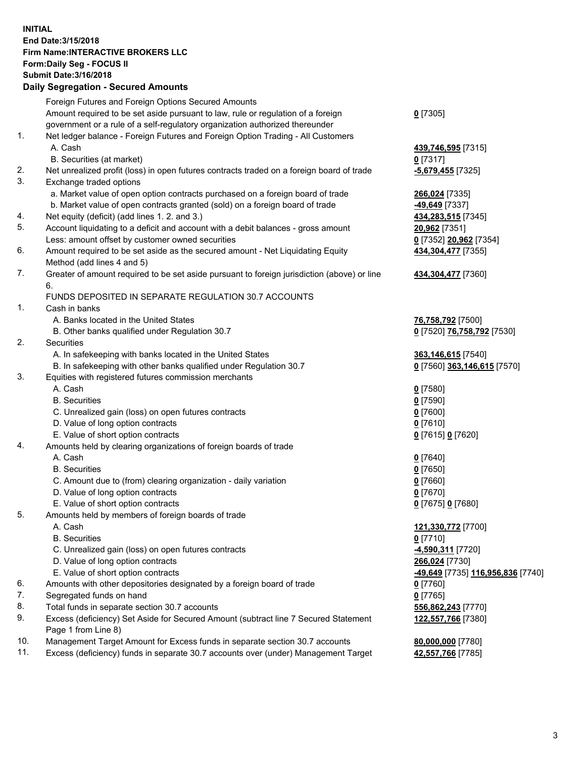**INITIAL**
**End Date:3/15/2018**
**Firm Name:INTERACTIVE BROKERS LLC**
**Form:Daily Seg - FOCUS II**
**Submit Date:3/16/2018**
**Daily Segregation - Secured Amounts**

| | | |
|---|---|---|
| | Foreign Futures and Foreign Options Secured Amounts | |
| | Amount required to be set aside pursuant to law, rule or regulation of a foreign government or a rule of a self-regulatory organization authorized thereunder | **0** [7305] |
| 1. | Net ledger balance - Foreign Futures and Foreign Option Trading - All Customers | |
| | A. Cash | **439,746,595** [7315] |
| | B. Securities (at market) | **0** [7317] |
| 2. | Net unrealized profit (loss) in open futures contracts traded on a foreign board of trade | **-5,679,455** [7325] |
| 3. | Exchange traded options | |
| | a. Market value of open option contracts purchased on a foreign board of trade | **266,024** [7335] |
| | b. Market value of open contracts granted (sold) on a foreign board of trade | **-49,649** [7337] |
| 4. | Net equity (deficit) (add lines 1. 2. and 3.) | **434,283,515** [7345] |
| 5. | Account liquidating to a deficit and account with a debit balances - gross amount | **20,962** [7351] |
| | Less: amount offset by customer owned securities | **0** [7352] **20,962** [7354] |
| 6. | Amount required to be set aside as the secured amount - Net Liquidating Equity Method (add lines 4 and 5) | **434,304,477** [7355] |
| 7. | Greater of amount required to be set aside pursuant to foreign jurisdiction (above) or line 6. | **434,304,477** [7360] |
| | FUNDS DEPOSITED IN SEPARATE REGULATION 30.7 ACCOUNTS | |
| 1. | Cash in banks | |
| | A. Banks located in the United States | **76,758,792** [7500] |
| | B. Other banks qualified under Regulation 30.7 | **0** [7520] **76,758,792** [7530] |
| 2. | Securities | |
| | A. In safekeeping with banks located in the United States | **363,146,615** [7540] |
| | B. In safekeeping with other banks qualified under Regulation 30.7 | **0** [7560] **363,146,615** [7570] |
| 3. | Equities with registered futures commission merchants | |
| | A. Cash | **0** [7580] |
| | B. Securities | **0** [7590] |
| | C. Unrealized gain (loss) on open futures contracts | **0** [7600] |
| | D. Value of long option contracts | **0** [7610] |
| | E. Value of short option contracts | **0** [7615] **0** [7620] |
| 4. | Amounts held by clearing organizations of foreign boards of trade | |
| | A. Cash | **0** [7640] |
| | B. Securities | **0** [7650] |
| | C. Amount due to (from) clearing organization - daily variation | **0** [7660] |
| | D. Value of long option contracts | **0** [7670] |
| | E. Value of short option contracts | **0** [7675] **0** [7680] |
| 5. | Amounts held by members of foreign boards of trade | |
| | A. Cash | **121,330,772** [7700] |
| | B. Securities | **0** [7710] |
| | C. Unrealized gain (loss) on open futures contracts | **-4,590,311** [7720] |
| | D. Value of long option contracts | **266,024** [7730] |
| | E. Value of short option contracts | **-49,649** [7735] **116,956,836** [7740] |
| 6. | Amounts with other depositories designated by a foreign board of trade | **0** [7760] |
| 7. | Segregated funds on hand | **0** [7765] |
| 8. | Total funds in separate section 30.7 accounts | **556,862,243** [7770] |
| 9. | Excess (deficiency) Set Aside for Secured Amount (subtract line 7 Secured Statement Page 1 from Line 8) | **122,557,766** [7380] |
| 10. | Management Target Amount for Excess funds in separate section 30.7 accounts | **80,000,000** [7780] |
| 11. | Excess (deficiency) funds in separate 30.7 accounts over (under) Management Target | **42,557,766** [7785] |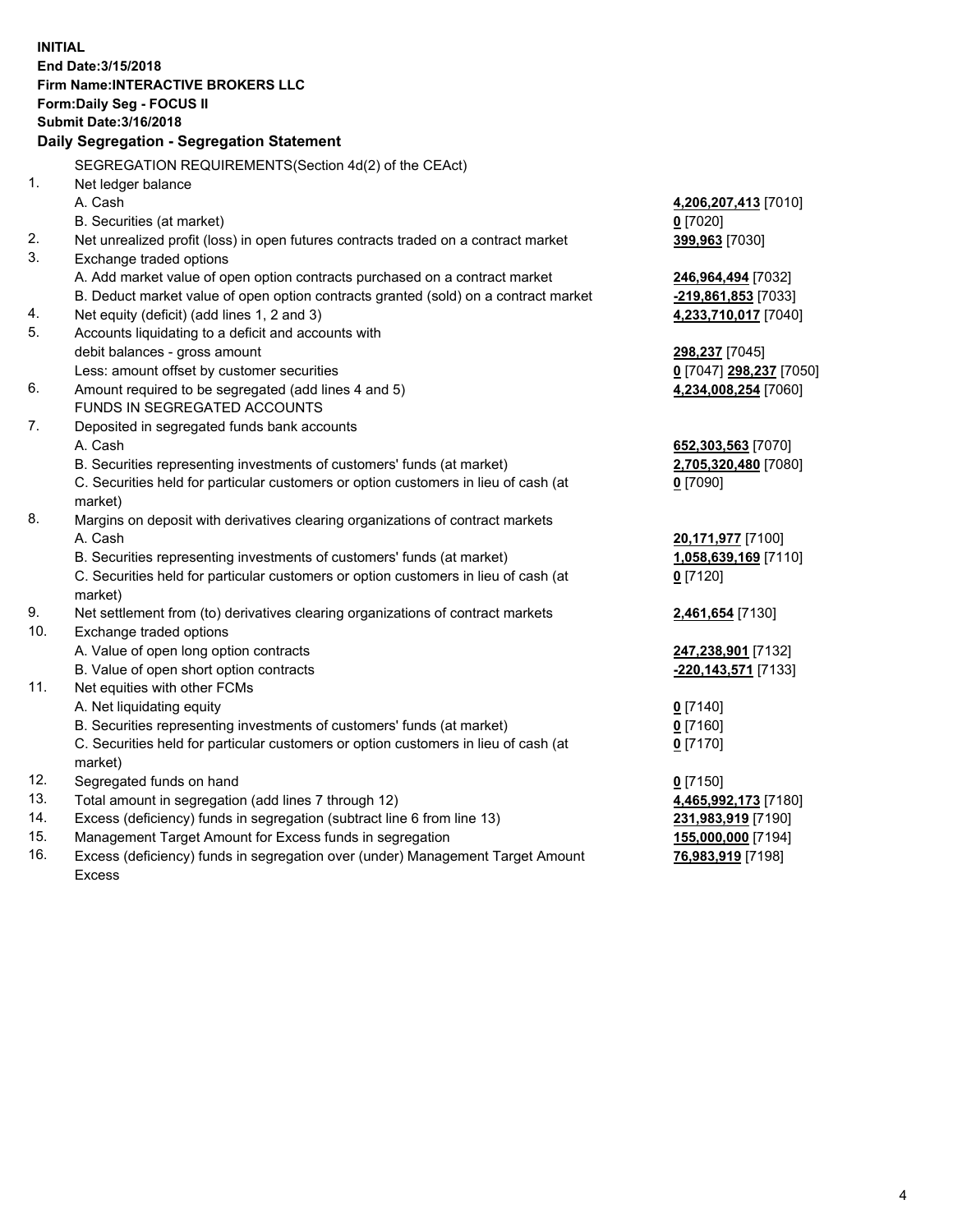**INITIAL**
**End Date:3/15/2018**
**Firm Name:INTERACTIVE BROKERS LLC**
**Form:Daily Seg - FOCUS II**
**Submit Date:3/16/2018**
**Daily Segregation - Segregation Statement**

SEGREGATION REQUIREMENTS(Section 4d(2) of the CEAct)

| | | |
|---|---|---|
| 1. | Net ledger balance | |
| | A. Cash | **4,206,207,413** [7010] |
| | B. Securities (at market) | **0** [7020] |
| 2. | Net unrealized profit (loss) in open futures contracts traded on a contract market | **399,963** [7030] |
| 3. | Exchange traded options | |
| | A. Add market value of open option contracts purchased on a contract market | **246,964,494** [7032] |
| | B. Deduct market value of open option contracts granted (sold) on a contract market | **-219,861,853** [7033] |
| 4. | Net equity (deficit) (add lines 1, 2 and 3) | **4,233,710,017** [7040] |
| 5. | Accounts liquidating to a deficit and accounts with | |
| | debit balances - gross amount | **298,237** [7045] |
| | Less: amount offset by customer securities | **0** [7047] **298,237** [7050] |
| 6. | Amount required to be segregated (add lines 4 and 5) | **4,234,008,254** [7060] |
| | FUNDS IN SEGREGATED ACCOUNTS | |
| 7. | Deposited in segregated funds bank accounts | |
| | A. Cash | **652,303,563** [7070] |
| | B. Securities representing investments of customers' funds (at market) | **2,705,320,480** [7080] |
| | C. Securities held for particular customers or option customers in lieu of cash (at market) | **0** [7090] |
| 8. | Margins on deposit with derivatives clearing organizations of contract markets | |
| | A. Cash | **20,171,977** [7100] |
| | B. Securities representing investments of customers' funds (at market) | **1,058,639,169** [7110] |
| | C. Securities held for particular customers or option customers in lieu of cash (at market) | **0** [7120] |
| 9. | Net settlement from (to) derivatives clearing organizations of contract markets | **2,461,654** [7130] |
| 10. | Exchange traded options | |
| | A. Value of open long option contracts | **247,238,901** [7132] |
| | B. Value of open short option contracts | **-220,143,571** [7133] |
| 11. | Net equities with other FCMs | |
| | A. Net liquidating equity | **0** [7140] |
| | B. Securities representing investments of customers' funds (at market) | **0** [7160] |
| | C. Securities held for particular customers or option customers in lieu of cash (at market) | **0** [7170] |
| 12. | Segregated funds on hand | **0** [7150] |
| 13. | Total amount in segregation (add lines 7 through 12) | **4,465,992,173** [7180] |
| 14. | Excess (deficiency) funds in segregation (subtract line 6 from line 13) | **231,983,919** [7190] |
| 15. | Management Target Amount for Excess funds in segregation | **155,000,000** [7194] |
| 16. | Excess (deficiency) funds in segregation over (under) Management Target Amount Excess | **76,983,919** [7198] |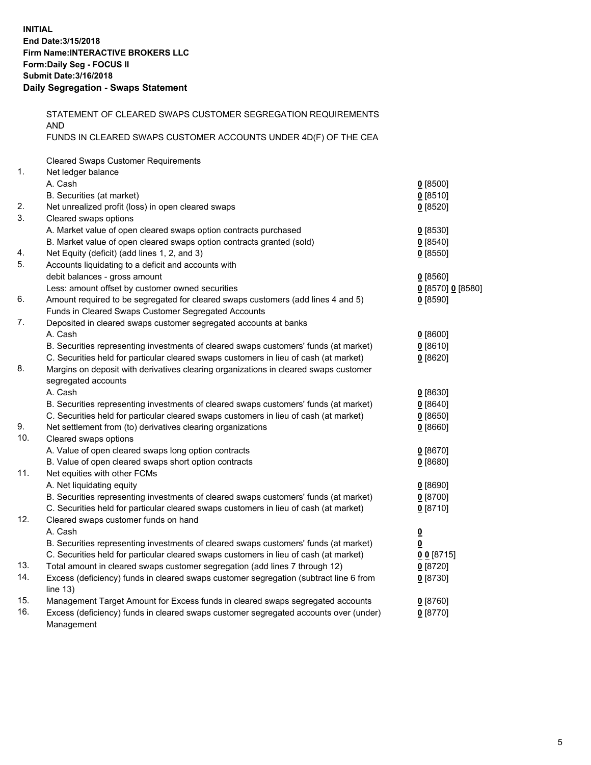**INITIAL**
**End Date:3/15/2018**
**Firm Name:INTERACTIVE BROKERS LLC**
**Form:Daily Seg - FOCUS II**
**Submit Date:3/16/2018**
**Daily Segregation - Swaps Statement**

STATEMENT OF CLEARED SWAPS CUSTOMER SEGREGATION REQUIREMENTS AND FUNDS IN CLEARED SWAPS CUSTOMER ACCOUNTS UNDER 4D(F) OF THE CEA

| | | |
|---|---|---|
| | Cleared Swaps Customer Requirements | |
| 1. | Net ledger balance | |
| | A. Cash | 0 [8500] |
| | B. Securities (at market) | 0 [8510] |
| 2. | Net unrealized profit (loss) in open cleared swaps | 0 [8520] |
| 3. | Cleared swaps options | |
| | A. Market value of open cleared swaps option contracts purchased | 0 [8530] |
| | B. Market value of open cleared swaps option contracts granted (sold) | 0 [8540] |
| 4. | Net Equity (deficit) (add lines 1, 2, and 3) | 0 [8550] |
| 5. | Accounts liquidating to a deficit and accounts with | |
| | debit balances - gross amount | 0 [8560] |
| | Less: amount offset by customer owned securities | 0 [8570] 0 [8580] |
| 6. | Amount required to be segregated for cleared swaps customers (add lines 4 and 5) | 0 [8590] |
| | Funds in Cleared Swaps Customer Segregated Accounts | |
| 7. | Deposited in cleared swaps customer segregated accounts at banks | |
| | A. Cash | 0 [8600] |
| | B. Securities representing investments of cleared swaps customers' funds (at market) | 0 [8610] |
| | C. Securities held for particular cleared swaps customers in lieu of cash (at market) | 0 [8620] |
| 8. | Margins on deposit with derivatives clearing organizations in cleared swaps customer segregated accounts | |
| | A. Cash | 0 [8630] |
| | B. Securities representing investments of cleared swaps customers' funds (at market) | 0 [8640] |
| | C. Securities held for particular cleared swaps customers in lieu of cash (at market) | 0 [8650] |
| 9. | Net settlement from (to) derivatives clearing organizations | 0 [8660] |
| 10. | Cleared swaps options | |
| | A. Value of open cleared swaps long option contracts | 0 [8670] |
| | B. Value of open cleared swaps short option contracts | 0 [8680] |
| 11. | Net equities with other FCMs | |
| | A. Net liquidating equity | 0 [8690] |
| | B. Securities representing investments of cleared swaps customers' funds (at market) | 0 [8700] |
| | C. Securities held for particular cleared swaps customers in lieu of cash (at market) | 0 [8710] |
| 12. | Cleared swaps customer funds on hand | |
| | A. Cash | 0 |
| | B. Securities representing investments of cleared swaps customers' funds (at market) | 0 |
| | C. Securities held for particular cleared swaps customers in lieu of cash (at market) | 0 0 [8715] |
| 13. | Total amount in cleared swaps customer segregation (add lines 7 through 12) | 0 [8720] |
| 14. | Excess (deficiency) funds in cleared swaps customer segregation (subtract line 6 from line 13) | 0 [8730] |
| 15. | Management Target Amount for Excess funds in cleared swaps segregated accounts | 0 [8760] |
| 16. | Excess (deficiency) funds in cleared swaps customer segregated accounts over (under) Management | 0 [8770] |